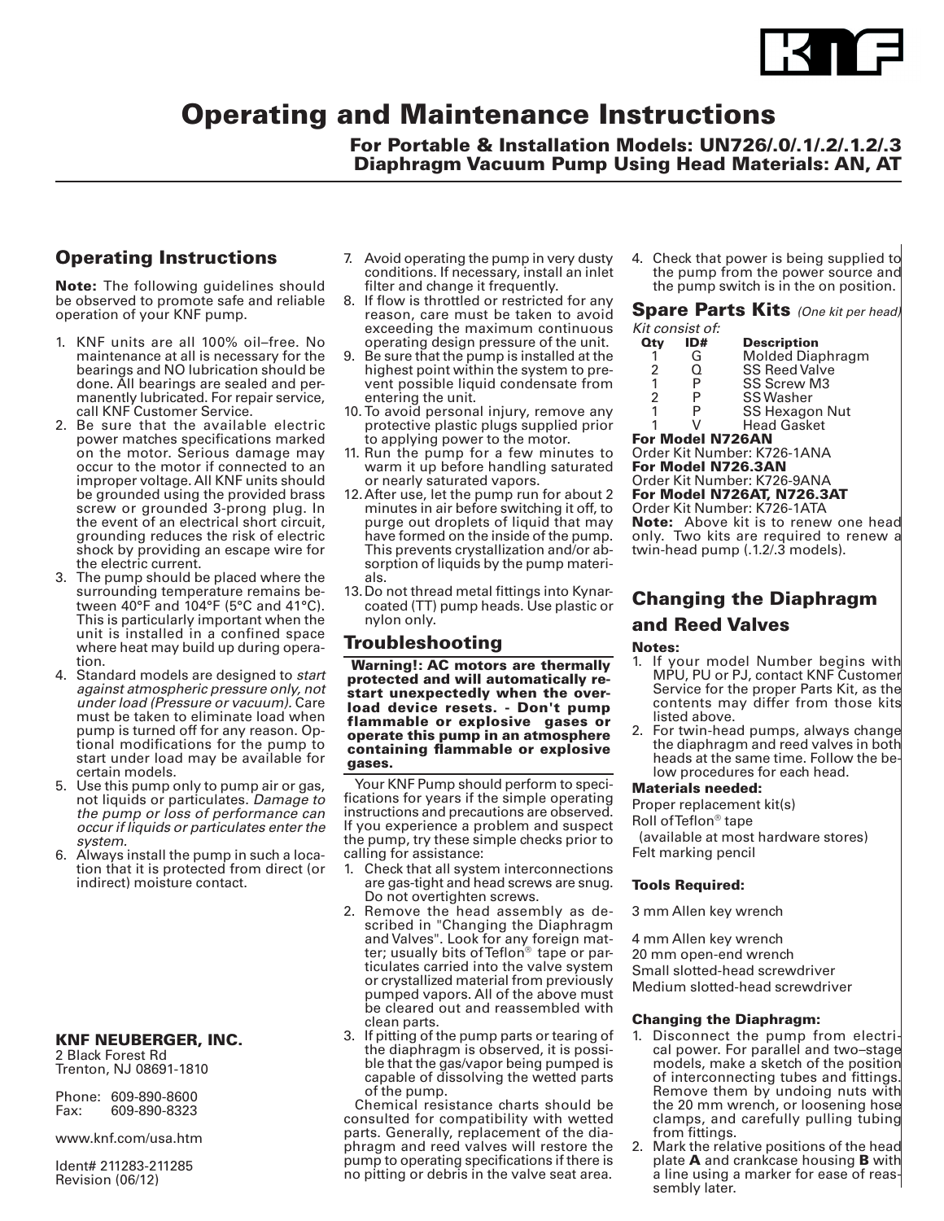# Operating and Maintenance Instructions

**For Portable & Installation Models: UN726/.0/.1/.2/.1.2/.3**
**Diaphragm Vacuum Pump Using Head Materials: AN, AT**

## Operating Instructions

**Note:** The following guidelines should be observed to promote safe and reliable operation of your KNF pump.

1. KNF units are all 100% oil–free. No maintenance at all is necessary for the bearings and NO lubrication should be done. All bearings are sealed and permanently lubricated. For repair service, call KNF Customer Service.
2. Be sure that the available electric power matches specifications marked on the motor. Serious damage may occur to the motor if connected to an improper voltage. All KNF units should be grounded using the provided brass screw or grounded 3-prong plug. In the event of an electrical short circuit, grounding reduces the risk of electric shock by providing an escape wire for the electric current.
3. The pump should be placed where the surrounding temperature remains between 40°F and 104°F (5°C and 41°C). This is particularly important when the unit is installed in a confined space where heat may build up during operation.
4. Standard models are designed to *start against atmospheric pressure only, not under load (Pressure or vacuum)*. Care must be taken to eliminate load when pump is turned off for any reason. Optional modifications for the pump to start under load may be available for certain models.
5. Use this pump only to pump air or gas, not liquids or particulates. *Damage to the pump or loss of performance can occur if liquids or particulates enter the system.*
6. Always install the pump in such a location that it is protected from direct (or indirect) moisture contact.
7. Avoid operating the pump in very dusty conditions. If necessary, install an inlet filter and change it frequently.
8. If flow is throttled or restricted for any reason, care must be taken to avoid exceeding the maximum continuous operating design pressure of the unit.
9. Be sure that the pump is installed at the highest point within the system to prevent possible liquid condensate from entering the unit.
10. To avoid personal injury, remove any protective plastic plugs supplied prior to applying power to the motor.
11. Run the pump for a few minutes to warm it up before handling saturated or nearly saturated vapors.
12. After use, let the pump run for about 2 minutes in air before switching it off, to purge out droplets of liquid that may have formed on the inside of the pump. This prevents crystallization and/or absorption of liquids by the pump materials.
13. Do not thread metal fittings into Kynar-coated (TT) pump heads. Use plastic or nylon only.

## Troubleshooting

**Warning!: AC motors are thermally protected and will automatically restart unexpectedly when the overload device resets. - Don't pump flammable or explosive gases or operate this pump in an atmosphere containing flammable or explosive gases.**

Your KNF Pump should perform to specifications for years if the simple operating instructions and precautions are observed. If you experience a problem and suspect the pump, try these simple checks prior to calling for assistance:

1. Check that all system interconnections are gas-tight and head screws are snug. Do not overtighten screws.
2. Remove the head assembly as described in "Changing the Diaphragm and Valves". Look for any foreign matter; usually bits of Teflon® tape or particulates carried into the valve system or crystallized material from previously pumped vapors. All of the above must be cleared out and reassembled with clean parts.
3. If pitting of the pump parts or tearing of the diaphragm is observed, it is possible that the gas/vapor being pumped is capable of dissolving the wetted parts of the pump.

Chemical resistance charts should be consulted for compatibility with wetted parts. Generally, replacement of the diaphragm and reed valves will restore the pump to operating specifications if there is no pitting or debris in the valve seat area.

4. Check that power is being supplied to the pump from the power source and the pump switch is in the on position.

## Spare Parts Kits *(One kit per head)*

*Kit consist of:*

| Qty | ID# | Description |
|---|---|---|
| 1 | G | Molded Diaphragm |
| 2 | Q | SS Reed Valve |
| 1 | P | SS Screw M3 |
| 2 | P | SS Washer |
| 1 | P | SS Hexagon Nut |
| 1 | V | Head Gasket |

**For Model N726AN**
Order Kit Number: K726-1ANA
**For Model N726.3AN**
Order Kit Number: K726-9ANA
**For Model N726AT, N726.3AT**
Order Kit Number: K726-1ATA

**Note:** Above kit is to renew one head only. Two kits are required to renew a twin-head pump (.1.2/.3 models).

## Changing the Diaphragm and Reed Valves

**Notes:**

1. If your model Number begins with MPU, PU or PJ, contact KNF Customer Service for the proper Parts Kit, as the contents may differ from those kits listed above.
2. For twin-head pumps, always change the diaphragm and reed valves in both heads at the same time. Follow the below procedures for each head.

**Materials needed:**

Proper replacement kit(s)
Roll of Teflon® tape
(available at most hardware stores)
Felt marking pencil

**Tools Required:**

3 mm Allen key wrench

4 mm Allen key wrench
20 mm open-end wrench
Small slotted-head screwdriver
Medium slotted-head screwdriver

**Changing the Diaphragm:**

1. Disconnect the pump from electrical power. For parallel and two–stage models, make a sketch of the position of interconnecting tubes and fittings. Remove them by undoing nuts with the 20 mm wrench, or loosening hose clamps, and carefully pulling tubing from fittings.
2. Mark the relative positions of the head plate **A** and crankcase housing **B** with a line using a marker for ease of reassembly later.

**KNF NEUBERGER, INC.**
2 Black Forest Rd
Trenton, NJ 08691-1810

Phone: 609-890-8600
Fax: 609-890-8323

www.knf.com/usa.htm

Ident# 211283-211285
Revision (06/12)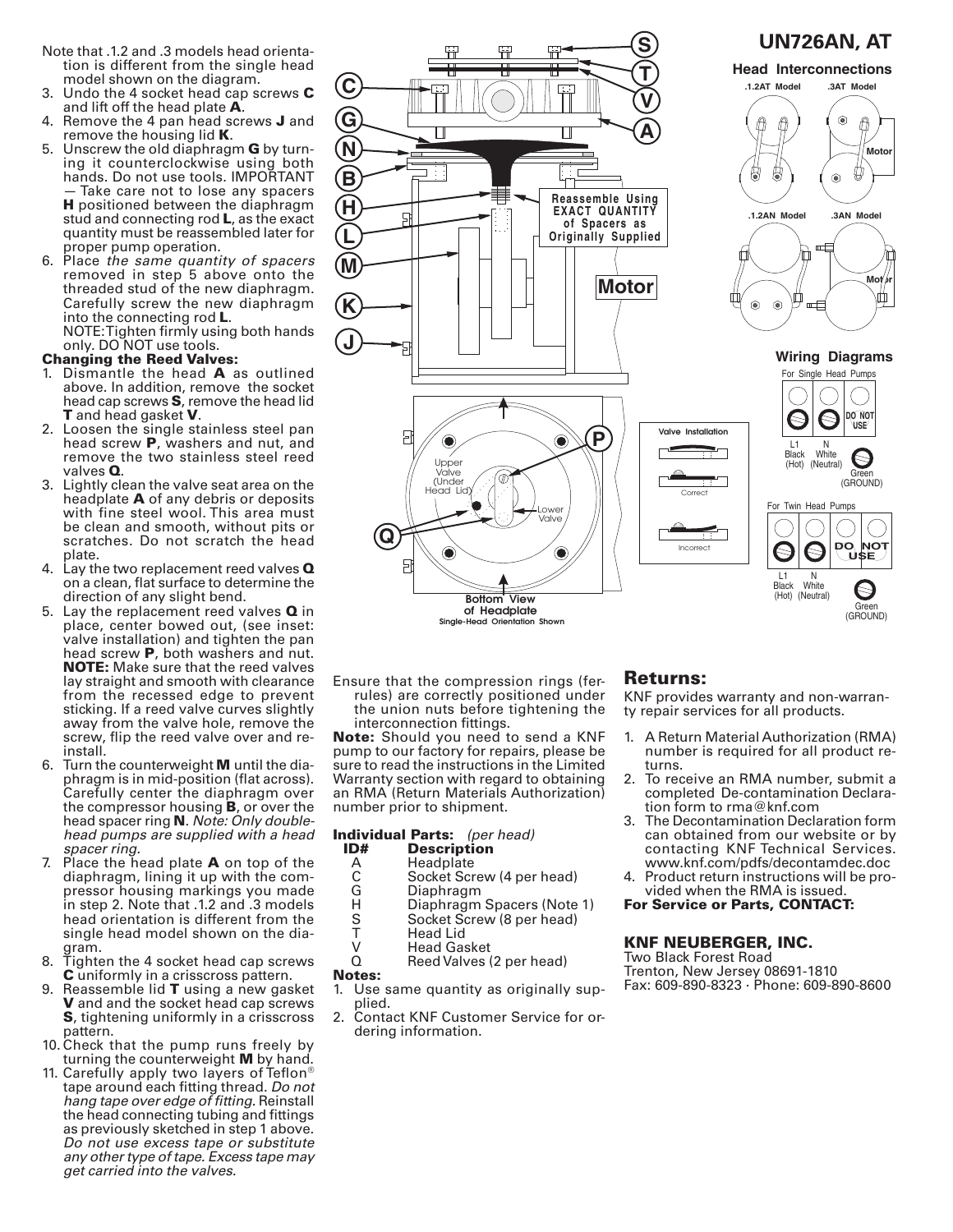Note that .1.2 and .3 models head orientation is different from the single head model shown on the diagram.

3. Undo the 4 socket head cap screws **C** and lift off the head plate **A**.
4. Remove the 4 pan head screws **J** and remove the housing lid **K**.
5. Unscrew the old diaphragm **G** by turning it counterclockwise using both hands. Do not use tools. IMPORTANT — Take care not to lose any spacers **H** positioned between the diaphragm stud and connecting rod **L**, as the exact quantity must be reassembled later for proper pump operation.
6. Place *the same quantity of spacers* removed in step 5 above onto the threaded stud of the new diaphragm. Carefully screw the new diaphragm into the connecting rod **L**.
   NOTE: Tighten firmly using both hands only. DO NOT use tools.

**Changing the Reed Valves:**

1. Dismantle the head **A** as outlined above. In addition, remove the socket head cap screws **S**, remove the head lid **T** and head gasket **V**.
2. Loosen the single stainless steel pan head screw **P**, washers and nut, and remove the two stainless steel reed valves **Q**.
3. Lightly clean the valve seat area on the headplate **A** of any debris or deposits with fine steel wool. This area must be clean and smooth, without pits or scratches. Do not scratch the head plate.
4. Lay the two replacement reed valves **Q** on a clean, flat surface to determine the direction of any slight bend.
5. Lay the replacement reed valves **Q** in place, center bowed out, (see inset: valve installation) and tighten the pan head screw **P**, both washers and nut. **NOTE:** Make sure that the reed valves lay straight and smooth with clearance from the recessed edge to prevent sticking. If a reed valve curves slightly away from the valve hole, remove the screw, flip the reed valve over and reinstall.
6. Turn the counterweight **M** until the diaphragm is in mid-position (flat across). Carefully center the diaphragm over the compressor housing **B**, or over the head spacer ring **N**. *Note: Only double-head pumps are supplied with a head spacer ring.*
7. Place the head plate **A** on top of the diaphragm, lining it up with the compressor housing markings you made in step 2. Note that .1.2 and .3 models head orientation is different from the single head model shown on the diagram.
8. Tighten the 4 socket head cap screws **C** uniformly in a crisscross pattern.
9. Reassemble lid **T** using a new gasket **V** and and the socket head cap screws **S**, tightening uniformly in a crisscross pattern.
10. Check that the pump runs freely by turning the counterweight **M** by hand.
11. Carefully apply two layers of Teflon® tape around each fitting thread. *Do not hang tape over edge of fitting.* Reinstall the head connecting tubing and fittings as previously sketched in step 1 above. *Do not use excess tape or substitute any other type of tape. Excess tape may get carried into the valves.*

# UN726AN, AT

**Head Interconnections**

.1.2AT Model .3AT Model

.1.2AN Model .3AN Model

Motor

S T V A C G N B H L M K J

Reassemble Using EXACT QUANTITY of Spacers as Originally Supplied

Motor

P Q

Upper Valve (Under Head Lid)

Lower Valve

Bottom View of Headplate
Single-Head Orientation Shown

Valve Installation

Correct

Incorrect

**Wiring Diagrams**

For Single Head Pumps

DO NOT USE

L1 Black (Hot) N White (Neutral) Green (GROUND)

For Twin Head Pumps

DO NOT USE

L1 Black (Hot) N White (Neutral) Green (GROUND)

Ensure that the compression rings (ferrules) are correctly positioned under the union nuts before tightening the interconnection fittings.

**Note:** Should you need to send a KNF pump to our factory for repairs, please be sure to read the instructions in the Limited Warranty section with regard to obtaining an RMA (Return Materials Authorization) number prior to shipment.

**Individual Parts:** *(per head)*

| ID# | Description |
|---|---|
| A | Headplate |
| C | Socket Screw (4 per head) |
| G | Diaphragm |
| H | Diaphragm Spacers (Note 1) |
| S | Socket Screw (8 per head) |
| T | Head Lid |
| V | Head Gasket |
| Q | Reed Valves (2 per head) |

**Notes:**

1. Use same quantity as originally supplied.
2. Contact KNF Customer Service for ordering information.

## Returns:

KNF provides warranty and non-warranty repair services for all products.

1. A Return Material Authorization (RMA) number is required for all product returns.
2. To receive an RMA number, submit a completed De-contamination Declaration form to rma@knf.com
3. The Decontamination Declaration form can obtained from our website or by contacting KNF Technical Services. www.knf.com/pdfs/decontamdec.doc
4. Product return instructions will be provided when the RMA is issued.

**For Service or Parts, CONTACT:**

**KNF NEUBERGER, INC.**
Two Black Forest Road
Trenton, New Jersey 08691-1810
Fax: 609-890-8323 · Phone: 609-890-8600